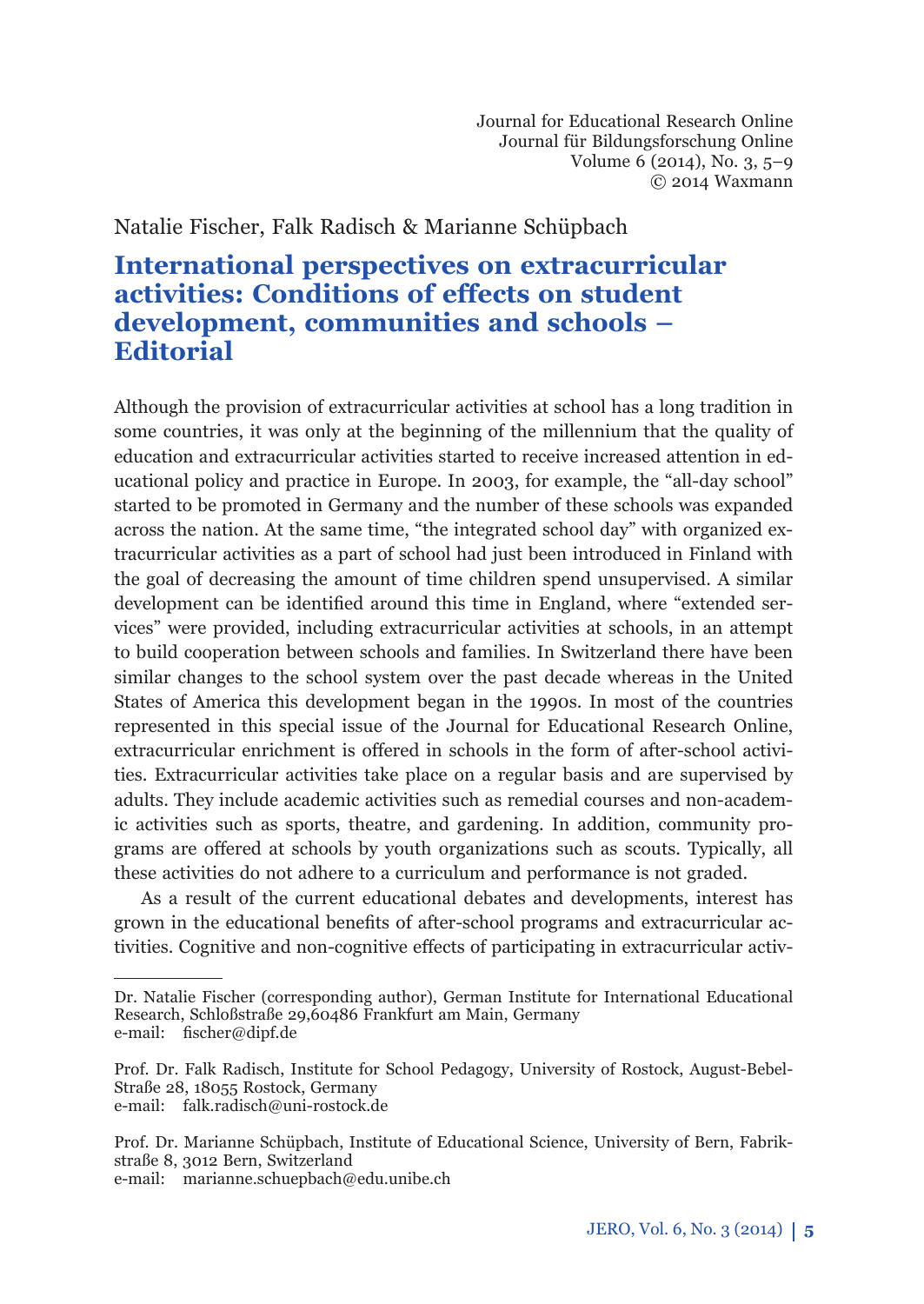Natalie Fischer, Falk Radisch & Marianne Schüpbach

# International perspectives on extracurricular activities: Conditions of effects on student development, communities and schools – Editorial

Although the provision of extracurricular activities at school has a long tradition in some countries, it was only at the beginning of the millennium that the quality of education and extracurricular activities started to receive increased attention in educational policy and practice in Europe. In 2003, for example, the "all-day school" started to be promoted in Germany and the number of these schools was expanded across the nation. At the same time, "the integrated school day" with organized extracurricular activities as a part of school had just been introduced in Finland with the goal of decreasing the amount of time children spend unsupervised. A similar development can be identified around this time in England, where "extended services" were provided, including extracurricular activities at schools, in an attempt to build cooperation between schools and families. In Switzerland there have been similar changes to the school system over the past decade whereas in the United States of America this development began in the 1990s. In most of the countries represented in this special issue of the Journal for Educational Research Online, extracurricular enrichment is offered in schools in the form of after-school activities. Extracurricular activities take place on a regular basis and are supervised by adults. They include academic activities such as remedial courses and non-academic activities such as sports, theatre, and gardening. In addition, community programs are offered at schools by youth organizations such as scouts. Typically, all these activities do not adhere to a curriculum and performance is not graded.

As a result of the current educational debates and developments, interest has grown in the educational benefits of after-school programs and extracurricular activities. Cognitive and non-cognitive effects of participating in extracurricular activ-

---

Dr. Natalie Fischer (corresponding author), German Institute for International Educational Research, Schloßstraße 29,60486 Frankfurt am Main, Germany
e-mail: fischer@dipf.de

Prof. Dr. Falk Radisch, Institute for School Pedagogy, University of Rostock, August-Bebel-Straße 28, 18055 Rostock, Germany
e-mail: falk.radisch@uni-rostock.de

Prof. Dr. Marianne Schüpbach, Institute of Educational Science, University of Bern, Fabrikstraße 8, 3012 Bern, Switzerland
e-mail: marianne.schuepbach@edu.unibe.ch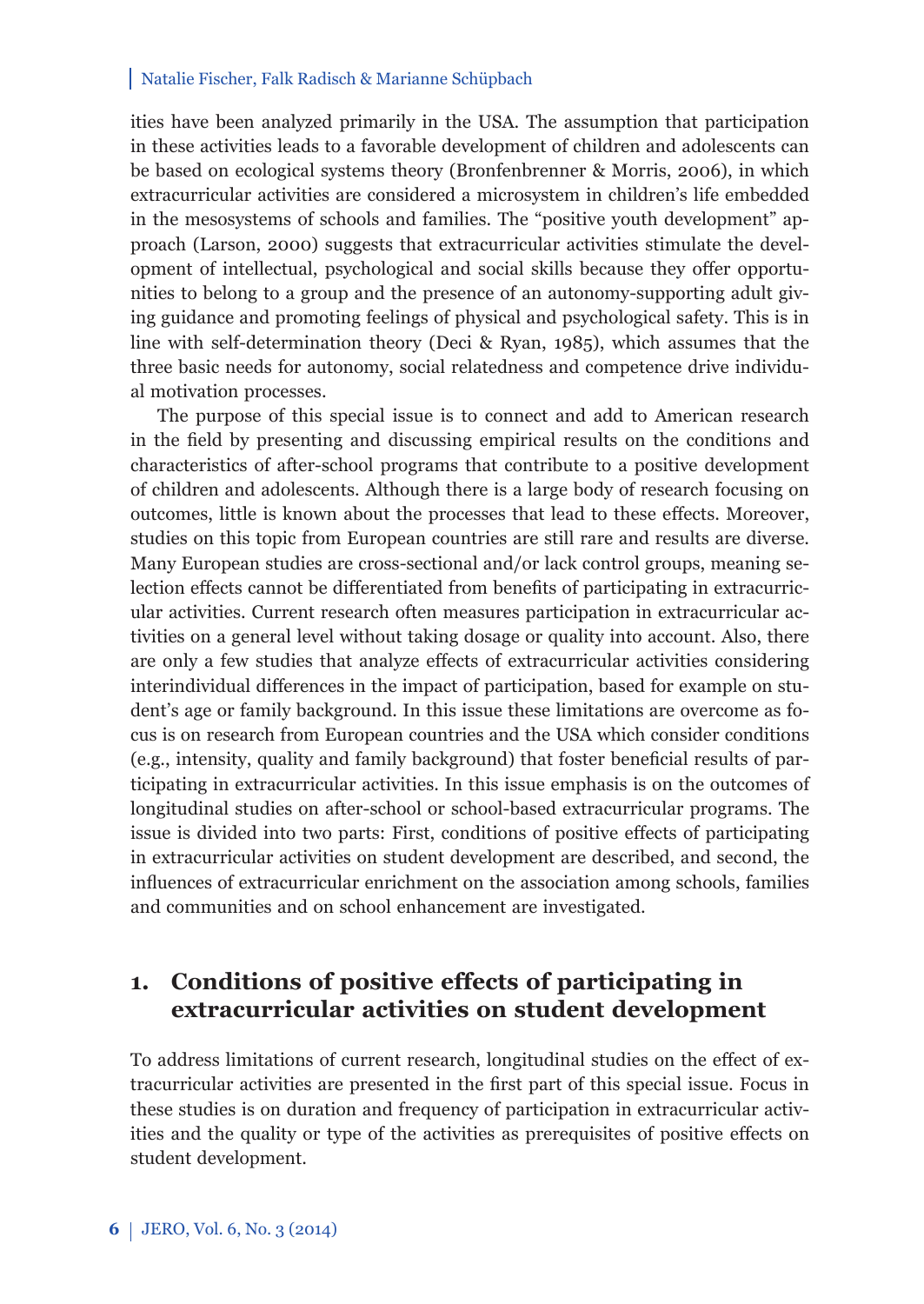ities have been analyzed primarily in the USA. The assumption that participation in these activities leads to a favorable development of children and adolescents can be based on ecological systems theory (Bronfenbrenner & Morris, 2006), in which extracurricular activities are considered a microsystem in children's life embedded in the mesosystems of schools and families. The "positive youth development" approach (Larson, 2000) suggests that extracurricular activities stimulate the development of intellectual, psychological and social skills because they offer opportunities to belong to a group and the presence of an autonomy-supporting adult giving guidance and promoting feelings of physical and psychological safety. This is in line with self-determination theory (Deci & Ryan, 1985), which assumes that the three basic needs for autonomy, social relatedness and competence drive individual motivation processes.

The purpose of this special issue is to connect and add to American research in the field by presenting and discussing empirical results on the conditions and characteristics of after-school programs that contribute to a positive development of children and adolescents. Although there is a large body of research focusing on outcomes, little is known about the processes that lead to these effects. Moreover, studies on this topic from European countries are still rare and results are diverse. Many European studies are cross-sectional and/or lack control groups, meaning selection effects cannot be differentiated from benefits of participating in extracurricular activities. Current research often measures participation in extracurricular activities on a general level without taking dosage or quality into account. Also, there are only a few studies that analyze effects of extracurricular activities considering interindividual differences in the impact of participation, based for example on student's age or family background. In this issue these limitations are overcome as focus is on research from European countries and the USA which consider conditions (e.g., intensity, quality and family background) that foster beneficial results of participating in extracurricular activities. In this issue emphasis is on the outcomes of longitudinal studies on after-school or school-based extracurricular programs. The issue is divided into two parts: First, conditions of positive effects of participating in extracurricular activities on student development are described, and second, the influences of extracurricular enrichment on the association among schools, families and communities and on school enhancement are investigated.

## 1. Conditions of positive effects of participating in extracurricular activities on student development

To address limitations of current research, longitudinal studies on the effect of extracurricular activities are presented in the first part of this special issue. Focus in these studies is on duration and frequency of participation in extracurricular activities and the quality or type of the activities as prerequisites of positive effects on student development.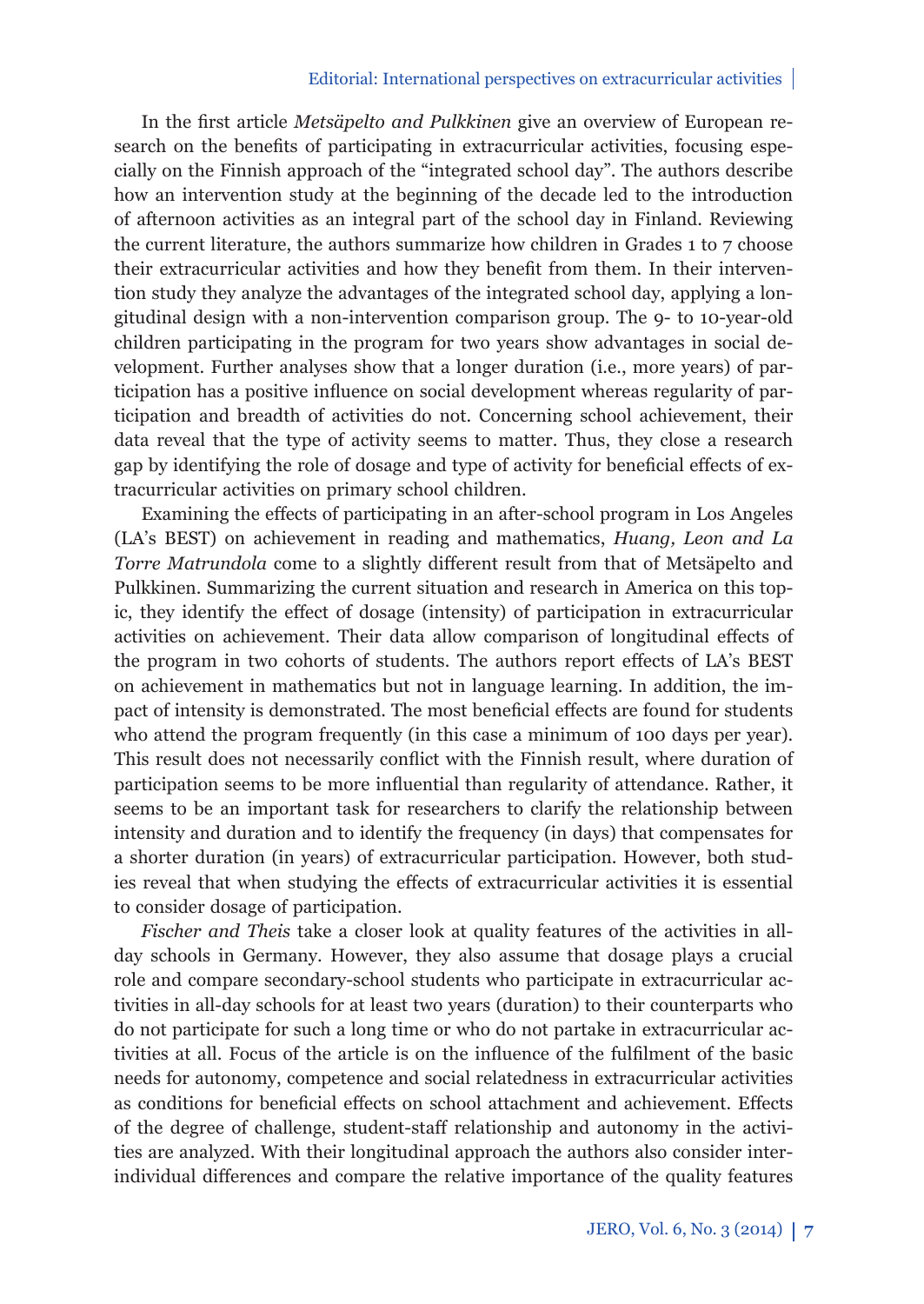In the first article *Metsäpelto and Pulkkinen* give an overview of European research on the benefits of participating in extracurricular activities, focusing especially on the Finnish approach of the "integrated school day". The authors describe how an intervention study at the beginning of the decade led to the introduction of afternoon activities as an integral part of the school day in Finland. Reviewing the current literature, the authors summarize how children in Grades 1 to 7 choose their extracurricular activities and how they benefit from them. In their intervention study they analyze the advantages of the integrated school day, applying a longitudinal design with a non-intervention comparison group. The 9- to 10-year-old children participating in the program for two years show advantages in social development. Further analyses show that a longer duration (i.e., more years) of participation has a positive influence on social development whereas regularity of participation and breadth of activities do not. Concerning school achievement, their data reveal that the type of activity seems to matter. Thus, they close a research gap by identifying the role of dosage and type of activity for beneficial effects of extracurricular activities on primary school children.

Examining the effects of participating in an after-school program in Los Angeles (LA's BEST) on achievement in reading and mathematics, *Huang, Leon and La Torre Matrundola* come to a slightly different result from that of Metsäpelto and Pulkkinen. Summarizing the current situation and research in America on this topic, they identify the effect of dosage (intensity) of participation in extracurricular activities on achievement. Their data allow comparison of longitudinal effects of the program in two cohorts of students. The authors report effects of LA's BEST on achievement in mathematics but not in language learning. In addition, the impact of intensity is demonstrated. The most beneficial effects are found for students who attend the program frequently (in this case a minimum of 100 days per year). This result does not necessarily conflict with the Finnish result, where duration of participation seems to be more influential than regularity of attendance. Rather, it seems to be an important task for researchers to clarify the relationship between intensity and duration and to identify the frequency (in days) that compensates for a shorter duration (in years) of extracurricular participation. However, both studies reveal that when studying the effects of extracurricular activities it is essential to consider dosage of participation.

*Fischer and Theis* take a closer look at quality features of the activities in all-day schools in Germany. However, they also assume that dosage plays a crucial role and compare secondary-school students who participate in extracurricular activities in all-day schools for at least two years (duration) to their counterparts who do not participate for such a long time or who do not partake in extracurricular activities at all. Focus of the article is on the influence of the fulfilment of the basic needs for autonomy, competence and social relatedness in extracurricular activities as conditions for beneficial effects on school attachment and achievement. Effects of the degree of challenge, student-staff relationship and autonomy in the activities are analyzed. With their longitudinal approach the authors also consider inter-individual differences and compare the relative importance of the quality features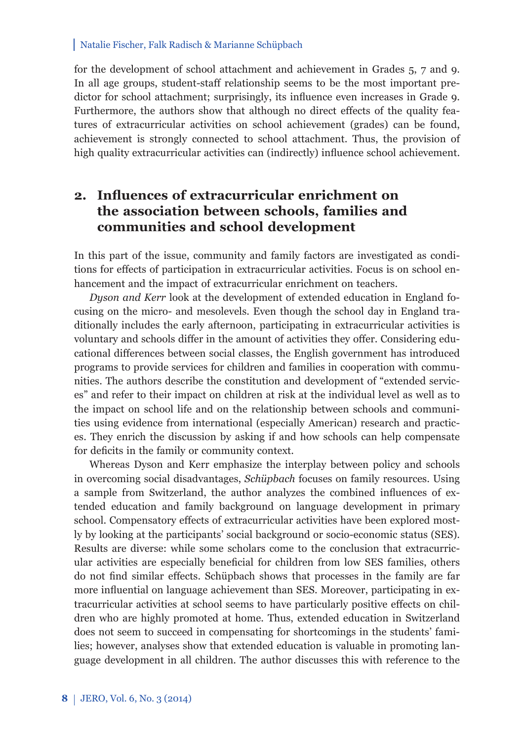for the development of school attachment and achievement in Grades 5, 7 and 9. In all age groups, student-staff relationship seems to be the most important predictor for school attachment; surprisingly, its influence even increases in Grade 9. Furthermore, the authors show that although no direct effects of the quality features of extracurricular activities on school achievement (grades) can be found, achievement is strongly connected to school attachment. Thus, the provision of high quality extracurricular activities can (indirectly) influence school achievement.

## 2. Influences of extracurricular enrichment on the association between schools, families and communities and school development

In this part of the issue, community and family factors are investigated as conditions for effects of participation in extracurricular activities. Focus is on school enhancement and the impact of extracurricular enrichment on teachers.

*Dyson and Kerr* look at the development of extended education in England focusing on the micro- and mesolevels. Even though the school day in England traditionally includes the early afternoon, participating in extracurricular activities is voluntary and schools differ in the amount of activities they offer. Considering educational differences between social classes, the English government has introduced programs to provide services for children and families in cooperation with communities. The authors describe the constitution and development of "extended services" and refer to their impact on children at risk at the individual level as well as to the impact on school life and on the relationship between schools and communities using evidence from international (especially American) research and practices. They enrich the discussion by asking if and how schools can help compensate for deficits in the family or community context.

Whereas Dyson and Kerr emphasize the interplay between policy and schools in overcoming social disadvantages, *Schüpbach* focuses on family resources. Using a sample from Switzerland, the author analyzes the combined influences of extended education and family background on language development in primary school. Compensatory effects of extracurricular activities have been explored mostly by looking at the participants' social background or socio-economic status (SES). Results are diverse: while some scholars come to the conclusion that extracurricular activities are especially beneficial for children from low SES families, others do not find similar effects. Schüpbach shows that processes in the family are far more influential on language achievement than SES. Moreover, participating in extracurricular activities at school seems to have particularly positive effects on children who are highly promoted at home. Thus, extended education in Switzerland does not seem to succeed in compensating for shortcomings in the students' families; however, analyses show that extended education is valuable in promoting language development in all children. The author discusses this with reference to the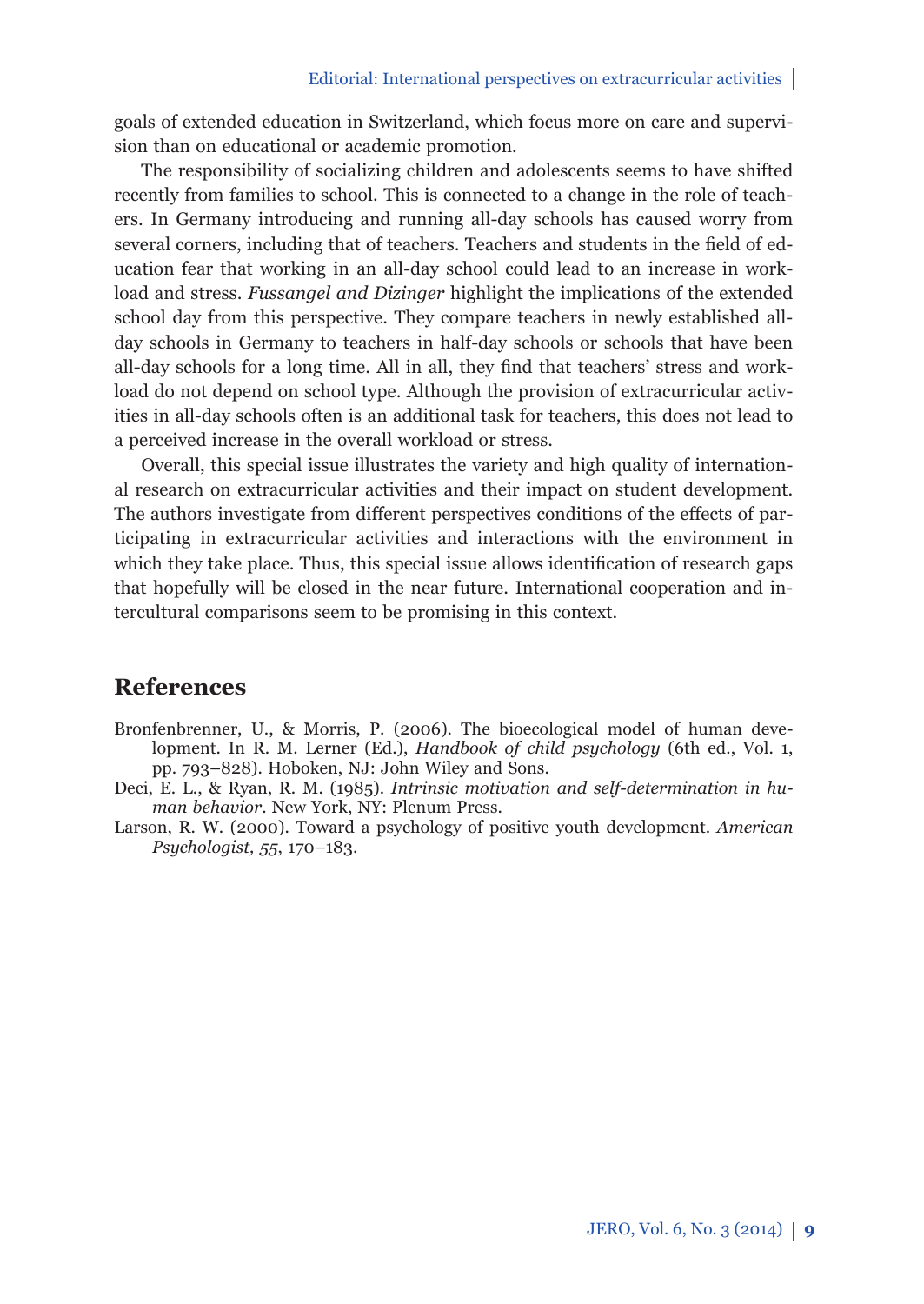goals of extended education in Switzerland, which focus more on care and supervision than on educational or academic promotion.

The responsibility of socializing children and adolescents seems to have shifted recently from families to school. This is connected to a change in the role of teachers. In Germany introducing and running all-day schools has caused worry from several corners, including that of teachers. Teachers and students in the field of education fear that working in an all-day school could lead to an increase in workload and stress. *Fussangel and Dizinger* highlight the implications of the extended school day from this perspective. They compare teachers in newly established all-day schools in Germany to teachers in half-day schools or schools that have been all-day schools for a long time. All in all, they find that teachers' stress and workload do not depend on school type. Although the provision of extracurricular activities in all-day schools often is an additional task for teachers, this does not lead to a perceived increase in the overall workload or stress.

Overall, this special issue illustrates the variety and high quality of international research on extracurricular activities and their impact on student development. The authors investigate from different perspectives conditions of the effects of participating in extracurricular activities and interactions with the environment in which they take place. Thus, this special issue allows identification of research gaps that hopefully will be closed in the near future. International cooperation and intercultural comparisons seem to be promising in this context.

## References

Bronfenbrenner, U., & Morris, P. (2006). The bioecological model of human development. In R. M. Lerner (Ed.), *Handbook of child psychology* (6th ed., Vol. 1, pp. 793–828). Hoboken, NJ: John Wiley and Sons.

Deci, E. L., & Ryan, R. M. (1985). *Intrinsic motivation and self-determination in human behavior*. New York, NY: Plenum Press.

Larson, R. W. (2000). Toward a psychology of positive youth development. *American Psychologist, 55*, 170–183.